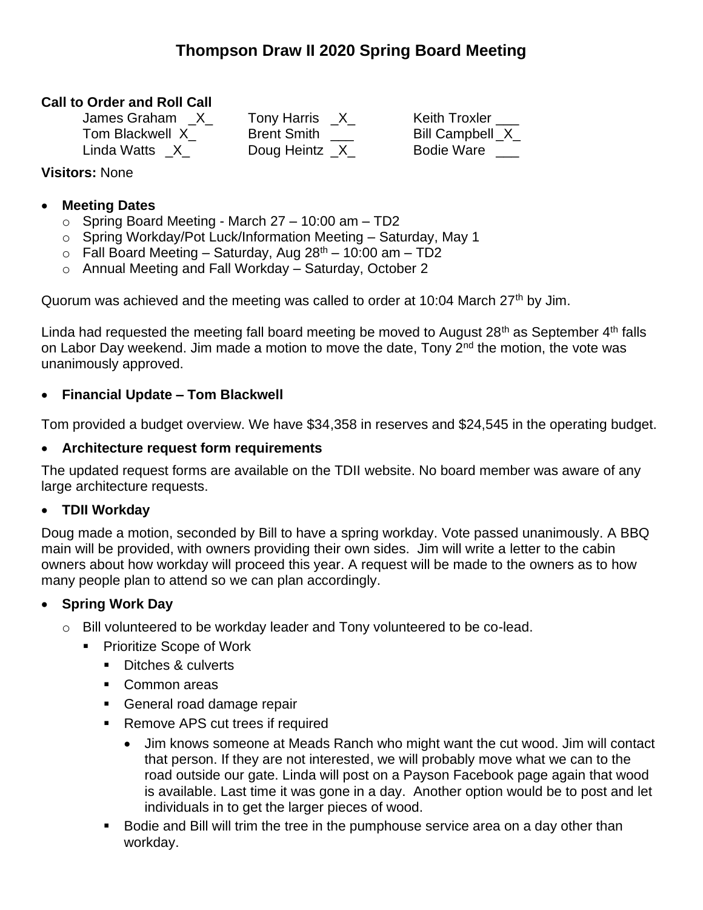# Thompson Draw II 2020 Spring Board Meeting

**Call to Order and Roll Call**

| | | |
|---|---|---|
| James Graham _X_ | Tony Harris _X_ | Keith Troxler ___ |
| Tom Blackwell X_ | Brent Smith ___ | Bill Campbell _X_ |
| Linda Watts _X_ | Doug Heintz _X_ | Bodie Ware ___ |

**Visitors:** None

- **Meeting Dates**
  - Spring Board Meeting - March 27 – 10:00 am – TD2
  - Spring Workday/Pot Luck/Information Meeting – Saturday, May 1
  - Fall Board Meeting – Saturday, Aug 28th – 10:00 am – TD2
  - Annual Meeting and Fall Workday – Saturday, October 2

Quorum was achieved and the meeting was called to order at 10:04 March 27th by Jim.

Linda had requested the meeting fall board meeting be moved to August 28th as September 4th falls on Labor Day weekend. Jim made a motion to move the date, Tony 2nd the motion, the vote was unanimously approved.

- **Financial Update – Tom Blackwell**

Tom provided a budget overview. We have $34,358 in reserves and $24,545 in the operating budget.

- **Architecture request form requirements**

The updated request forms are available on the TDII website. No board member was aware of any large architecture requests.

- **TDII Workday**

Doug made a motion, seconded by Bill to have a spring workday. Vote passed unanimously. A BBQ main will be provided, with owners providing their own sides. Jim will write a letter to the cabin owners about how workday will proceed this year. A request will be made to the owners as to how many people plan to attend so we can plan accordingly.

- **Spring Work Day**
  - Bill volunteered to be workday leader and Tony volunteered to be co-lead.
    - Prioritize Scope of Work
      - Ditches & culverts
      - Common areas
      - General road damage repair
      - Remove APS cut trees if required
        - Jim knows someone at Meads Ranch who might want the cut wood. Jim will contact that person. If they are not interested, we will probably move what we can to the road outside our gate. Linda will post on a Payson Facebook page again that wood is available. Last time it was gone in a day. Another option would be to post and let individuals in to get the larger pieces of wood.
    - Bodie and Bill will trim the tree in the pumphouse service area on a day other than workday.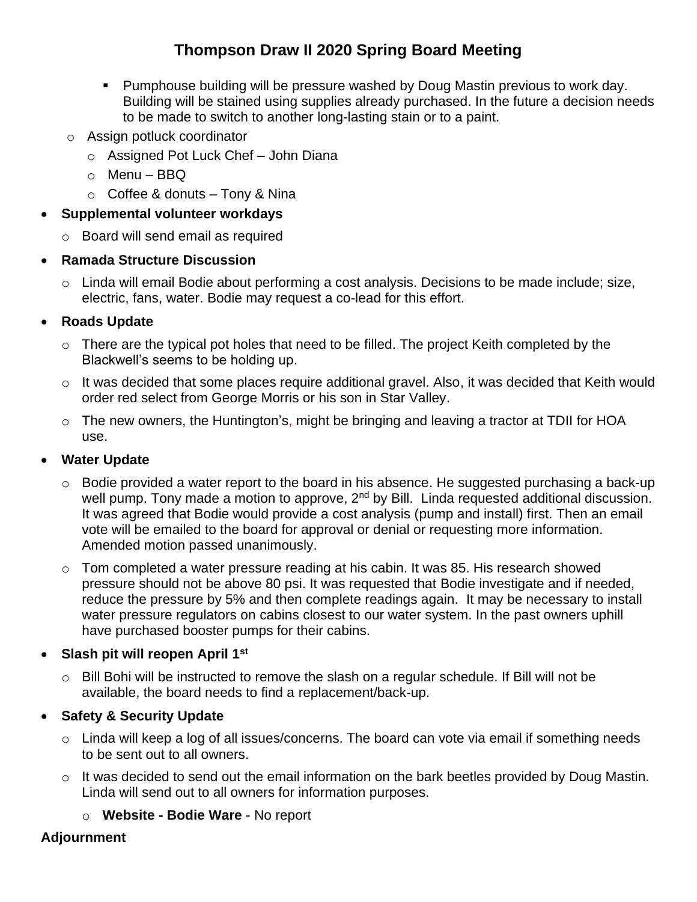# Thompson Draw II 2020 Spring Board Meeting

- Pumphouse building will be pressure washed by Doug Mastin previous to work day. Building will be stained using supplies already purchased. In the future a decision needs to be made to switch to another long-lasting stain or to a paint.

  - Assign potluck coordinator
    - Assigned Pot Luck Chef – John Diana
    - Menu – BBQ
    - Coffee & donuts – Tony & Nina

- **Supplemental volunteer workdays**
  - Board will send email as required
- **Ramada Structure Discussion**
  - Linda will email Bodie about performing a cost analysis. Decisions to be made include; size, electric, fans, water. Bodie may request a co-lead for this effort.
- **Roads Update**
  - There are the typical pot holes that need to be filled. The project Keith completed by the Blackwell's seems to be holding up.
  - It was decided that some places require additional gravel. Also, it was decided that Keith would order red select from George Morris or his son in Star Valley.
  - The new owners, the Huntington's, might be bringing and leaving a tractor at TDII for HOA use.
- **Water Update**
  - Bodie provided a water report to the board in his absence. He suggested purchasing a back-up well pump. Tony made a motion to approve, 2nd by Bill. Linda requested additional discussion. It was agreed that Bodie would provide a cost analysis (pump and install) first. Then an email vote will be emailed to the board for approval or denial or requesting more information. Amended motion passed unanimously.
  - Tom completed a water pressure reading at his cabin. It was 85. His research showed pressure should not be above 80 psi. It was requested that Bodie investigate and if needed, reduce the pressure by 5% and then complete readings again. It may be necessary to install water pressure regulators on cabins closest to our water system. In the past owners uphill have purchased booster pumps for their cabins.
- **Slash pit will reopen April 1st**
  - Bill Bohi will be instructed to remove the slash on a regular schedule. If Bill will not be available, the board needs to find a replacement/back-up.
- **Safety & Security Update**
  - Linda will keep a log of all issues/concerns. The board can vote via email if something needs to be sent out to all owners.
  - It was decided to send out the email information on the bark beetles provided by Doug Mastin. Linda will send out to all owners for information purposes.
    - **Website - Bodie Ware** - No report

**Adjournment**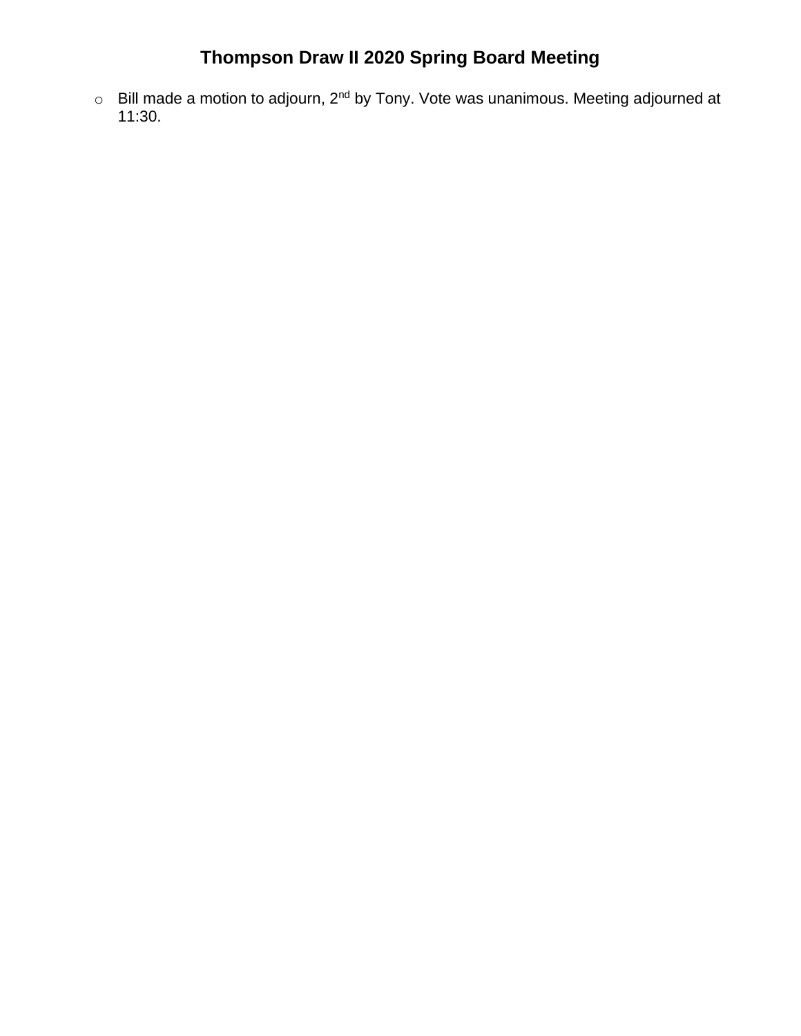- Bill made a motion to adjourn, 2nd by Tony. Vote was unanimous. Meeting adjourned at 11:30.